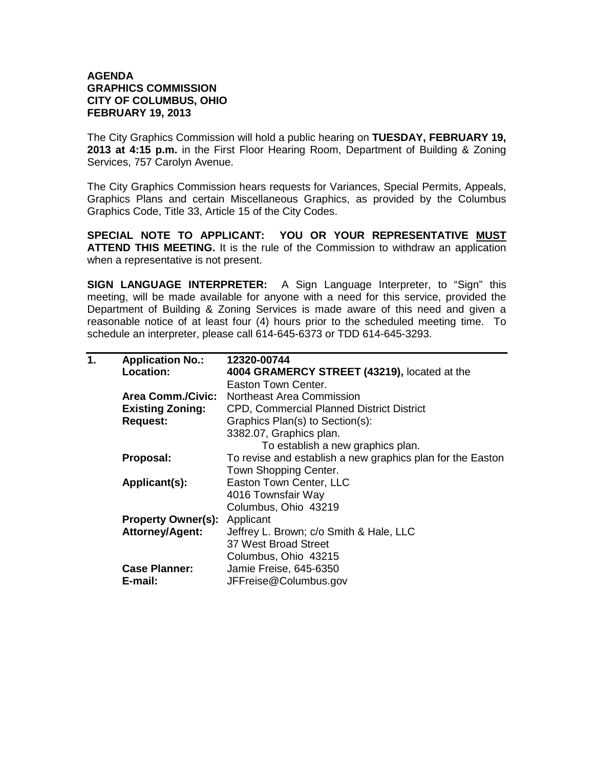**AGENDA**
**GRAPHICS COMMISSION**
**CITY OF COLUMBUS, OHIO**
**FEBRUARY 19, 2013**

The City Graphics Commission will hold a public hearing on **TUESDAY, FEBRUARY 19, 2013 at 4:15 p.m.** in the First Floor Hearing Room, Department of Building & Zoning Services, 757 Carolyn Avenue.

The City Graphics Commission hears requests for Variances, Special Permits, Appeals, Graphics Plans and certain Miscellaneous Graphics, as provided by the Columbus Graphics Code, Title 33, Article 15 of the City Codes.

**SPECIAL NOTE TO APPLICANT: YOU OR YOUR REPRESENTATIVE MUST ATTEND THIS MEETING.** It is the rule of the Commission to withdraw an application when a representative is not present.

**SIGN LANGUAGE INTERPRETER:** A Sign Language Interpreter, to "Sign" this meeting, will be made available for anyone with a need for this service, provided the Department of Building & Zoning Services is made aware of this need and given a reasonable notice of at least four (4) hours prior to the scheduled meeting time. To schedule an interpreter, please call 614-645-6373 or TDD 614-645-3293.

---

**1.**

**Application No.:** **12320-00744**
**Location:** **4004 GRAMERCY STREET (43219),** located at the Easton Town Center.
**Area Comm./Civic:** Northeast Area Commission
**Existing Zoning:** CPD, Commercial Planned District District
**Request:** Graphics Plan(s) to Section(s):
3382.07, Graphics plan.
To establish a new graphics plan.
**Proposal:** To revise and establish a new graphics plan for the Easton Town Shopping Center.
**Applicant(s):** Easton Town Center, LLC
4016 Townsfair Way
Columbus, Ohio 43219
**Property Owner(s):** Applicant
**Attorney/Agent:** Jeffrey L. Brown; c/o Smith & Hale, LLC
37 West Broad Street
Columbus, Ohio 43215
**Case Planner:** Jamie Freise, 645-6350
**E-mail:** JFFreise@Columbus.gov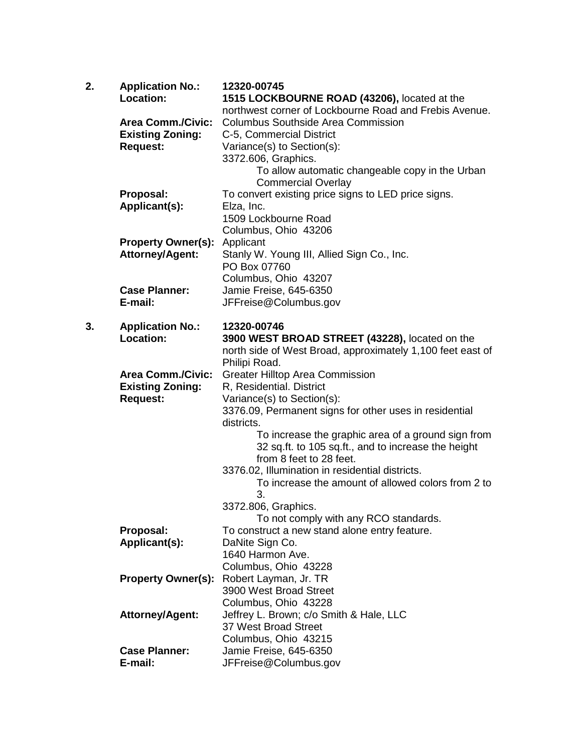2. **Application No.:** **12320-00745**

   **Location:** **1515 LOCKBOURNE ROAD (43206),** located at the northwest corner of Lockbourne Road and Frebis Avenue.

   **Area Comm./Civic:** Columbus Southside Area Commission

   **Existing Zoning:** C-5, Commercial District

   **Request:** Variance(s) to Section(s):

   3372.606, Graphics.

   To allow automatic changeable copy in the Urban Commercial Overlay

   **Proposal:** To convert existing price signs to LED price signs.

   **Applicant(s):** Elza, Inc.
   1509 Lockbourne Road
   Columbus, Ohio 43206

   **Property Owner(s):** Applicant

   **Attorney/Agent:** Stanly W. Young III, Allied Sign Co., Inc.
   PO Box 07760
   Columbus, Ohio 43207

   **Case Planner:** Jamie Freise, 645-6350

   **E-mail:** JFFreise@Columbus.gov

3. **Application No.:** **12320-00746**

   **Location:** **3900 WEST BROAD STREET (43228),** located on the north side of West Broad, approximately 1,100 feet east of Philipi Road.

   **Area Comm./Civic:** Greater Hilltop Area Commission

   **Existing Zoning:** R, Residential. District

   **Request:** Variance(s) to Section(s):

   3376.09, Permanent signs for other uses in residential districts.

   To increase the graphic area of a ground sign from 32 sq.ft. to 105 sq.ft., and to increase the height from 8 feet to 28 feet.

   3376.02, Illumination in residential districts.

   To increase the amount of allowed colors from 2 to 3.

   3372.806, Graphics.

   To not comply with any RCO standards.

   **Proposal:** To construct a new stand alone entry feature.

   **Applicant(s):** DaNite Sign Co.
   1640 Harmon Ave.
   Columbus, Ohio 43228

   **Property Owner(s):** Robert Layman, Jr. TR
   3900 West Broad Street
   Columbus, Ohio 43228

   **Attorney/Agent:** Jeffrey L. Brown; c/o Smith & Hale, LLC
   37 West Broad Street
   Columbus, Ohio 43215

   **Case Planner:** Jamie Freise, 645-6350

   **E-mail:** JFFreise@Columbus.gov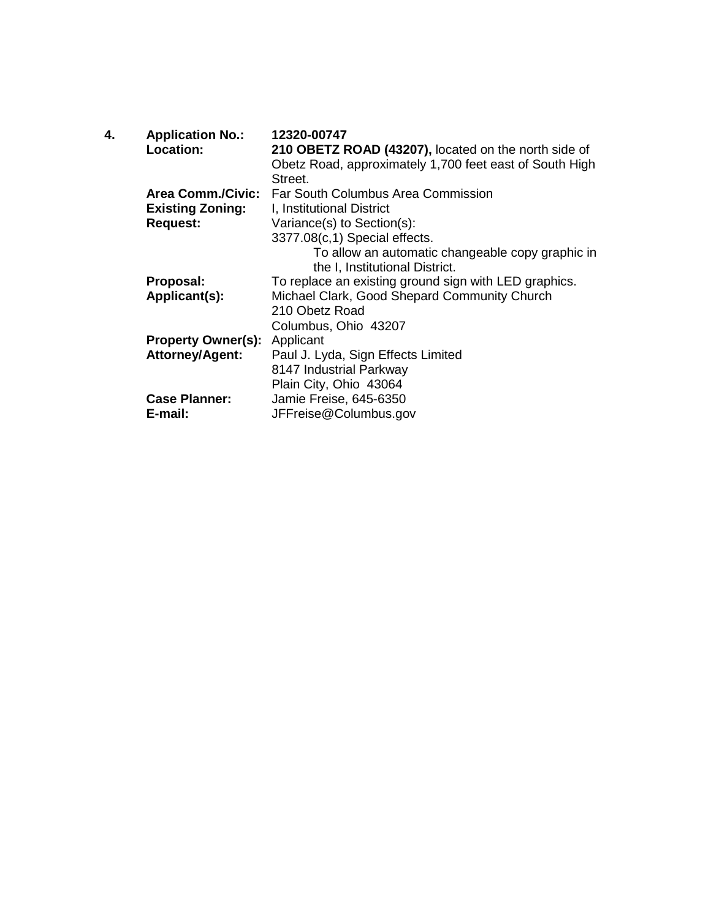**4.** **Application No.:** **12320-00747**

**Location:** **210 OBETZ ROAD (43207),** located on the north side of Obetz Road, approximately 1,700 feet east of South High Street.

**Area Comm./Civic:** Far South Columbus Area Commission

**Existing Zoning:** I, Institutional District

**Request:** Variance(s) to Section(s):

3377.08(c,1) Special effects.

To allow an automatic changeable copy graphic in the I, Institutional District.

**Proposal:** To replace an existing ground sign with LED graphics.

**Applicant(s):** Michael Clark, Good Shepard Community Church
210 Obetz Road
Columbus, Ohio 43207

**Property Owner(s):** Applicant

**Attorney/Agent:** Paul J. Lyda, Sign Effects Limited
8147 Industrial Parkway
Plain City, Ohio 43064

**Case Planner:** Jamie Freise, 645-6350

**E-mail:** JFFreise@Columbus.gov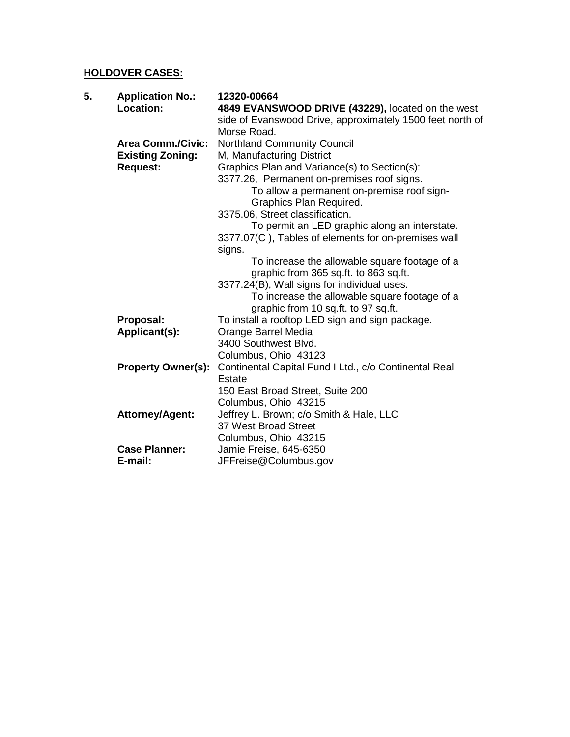**<u>HOLDOVER CASES:</u>**

**5. Application No.:** **12320-00664**

**Location:** **4849 EVANSWOOD DRIVE (43229),** located on the west side of Evanswood Drive, approximately 1500 feet north of Morse Road.

**Area Comm./Civic:** Northland Community Council

**Existing Zoning:** M, Manufacturing District

**Request:** Graphics Plan and Variance(s) to Section(s):

3377.26, Permanent on-premises roof signs.
To allow a permanent on-premise roof sign- Graphics Plan Required.

3375.06, Street classification.
To permit an LED graphic along an interstate.

3377.07(C ), Tables of elements for on-premises wall signs.
To increase the allowable square footage of a graphic from 365 sq.ft. to 863 sq.ft.

3377.24(B), Wall signs for individual uses.
To increase the allowable square footage of a graphic from 10 sq.ft. to 97 sq.ft.

**Proposal:** To install a rooftop LED sign and sign package.

**Applicant(s):** Orange Barrel Media
3400 Southwest Blvd.
Columbus, Ohio 43123

**Property Owner(s):** Continental Capital Fund I Ltd., c/o Continental Real Estate
150 East Broad Street, Suite 200
Columbus, Ohio 43215

**Attorney/Agent:** Jeffrey L. Brown; c/o Smith & Hale, LLC
37 West Broad Street
Columbus, Ohio 43215

**Case Planner:** Jamie Freise, 645-6350

**E-mail:** JFFreise@Columbus.gov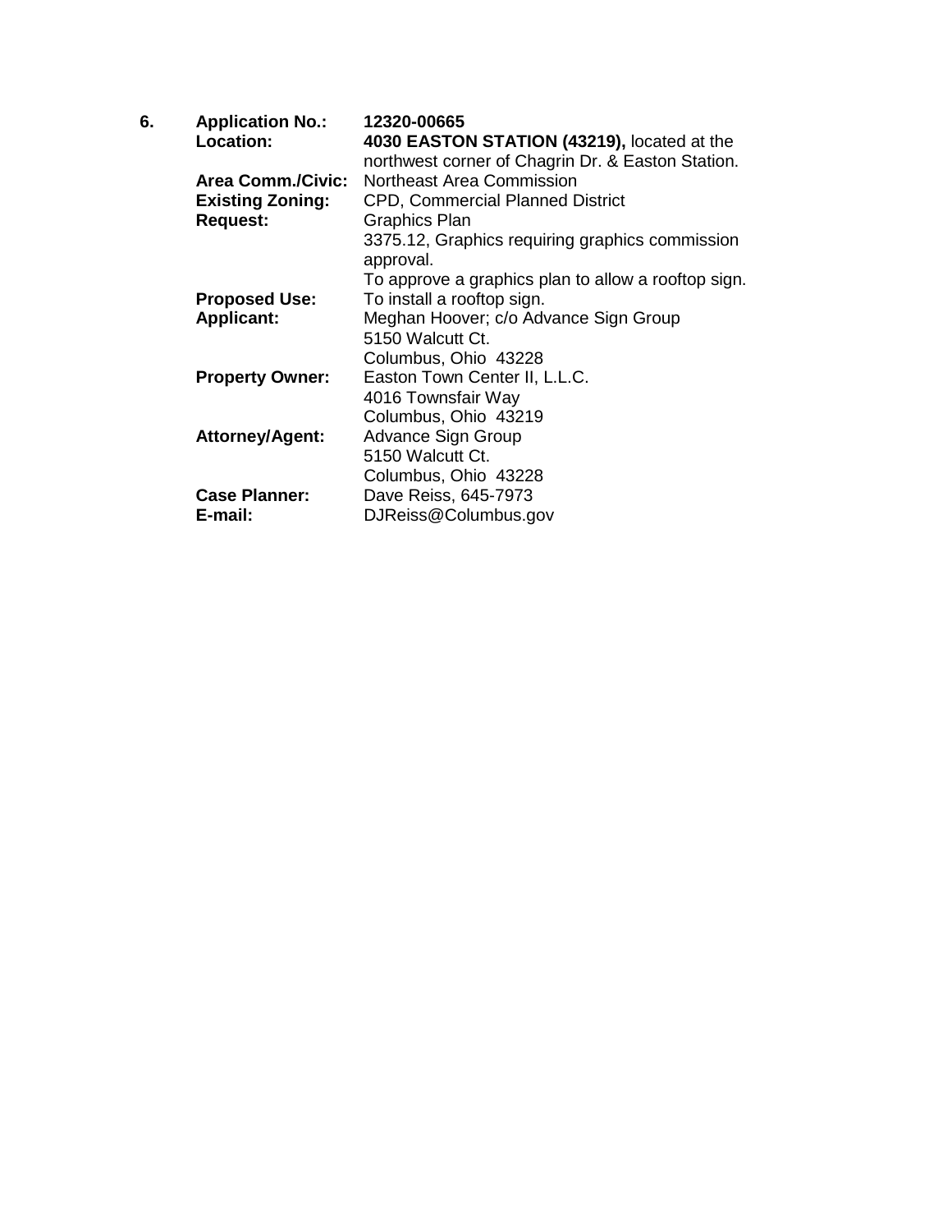6. **Application No.:** **12320-00665**

**Location:** **4030 EASTON STATION (43219),** located at the northwest corner of Chagrin Dr. & Easton Station.

**Area Comm./Civic:** Northeast Area Commission

**Existing Zoning:** CPD, Commercial Planned District

**Request:** Graphics Plan
3375.12, Graphics requiring graphics commission approval.
To approve a graphics plan to allow a rooftop sign.

**Proposed Use:** To install a rooftop sign.

**Applicant:** Meghan Hoover; c/o Advance Sign Group
5150 Walcutt Ct.
Columbus, Ohio 43228

**Property Owner:** Easton Town Center II, L.L.C.
4016 Townsfair Way
Columbus, Ohio 43219

**Attorney/Agent:** Advance Sign Group
5150 Walcutt Ct.
Columbus, Ohio 43228

**Case Planner:** Dave Reiss, 645-7973

**E-mail:** DJReiss@Columbus.gov